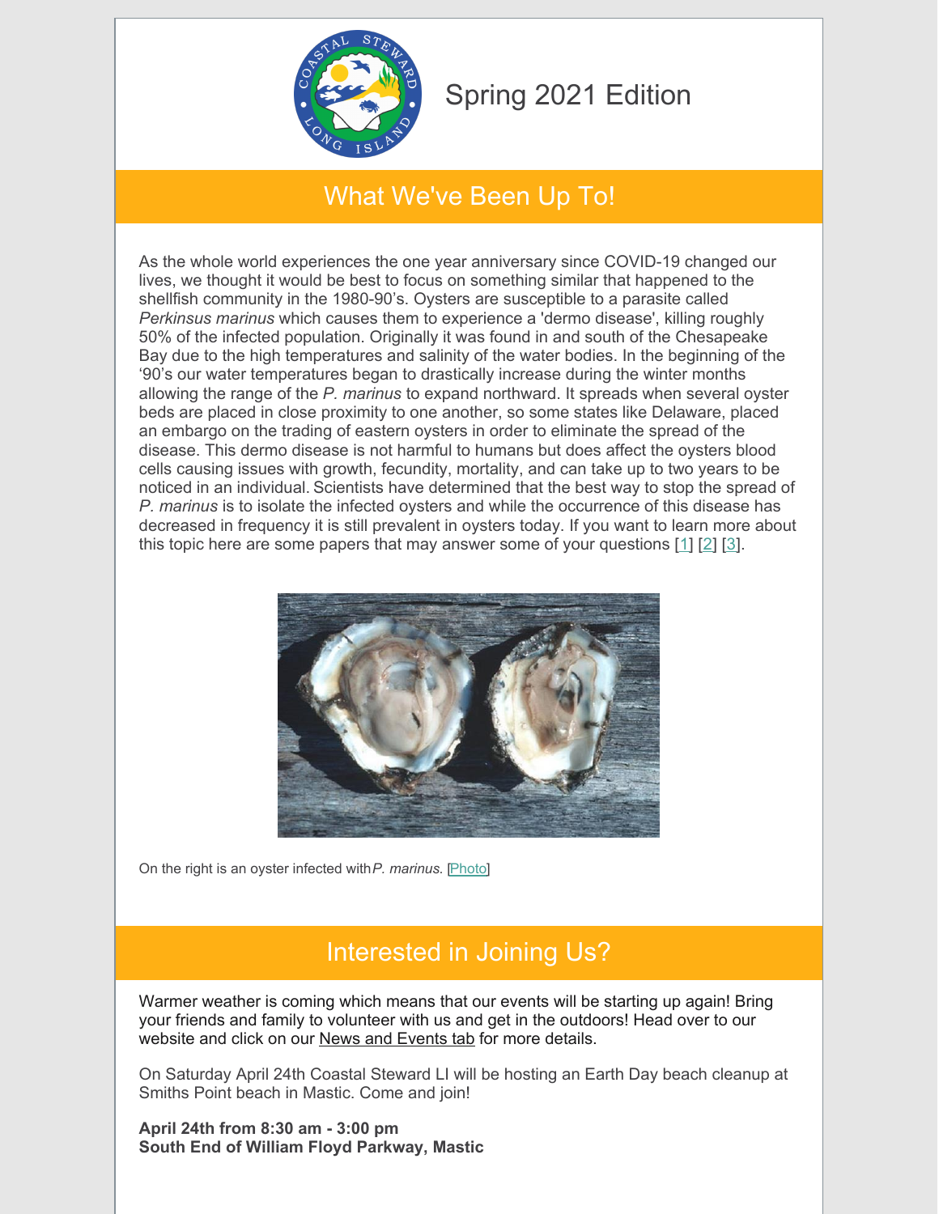Spring 2021 Edition

## What We've Been Up To!

As the whole world experiences the one year anniversary since COVID-19 changed our lives, we thought it would be best to focus on something similar that happened to the shellfish community in the 1980-90's. Oysters are susceptible to a parasite called *Perkinsus marinus* which causes them to experience a 'dermo disease', killing roughly 50% of the infected population. Originally it was found in and south of the Chesapeake Bay due to the high temperatures and salinity of the water bodies. In the beginning of the '90's our water temperatures began to drastically increase during the winter months allowing the range of the *P. marinus* to expand northward. It spreads when several oyster beds are placed in close proximity to one another, so some states like Delaware, placed an embargo on the trading of eastern oysters in order to eliminate the spread of the disease. This dermo disease is not harmful to humans but does affect the oysters blood cells causing issues with growth, fecundity, mortality, and can take up to two years to be noticed in an individual. Scientists have determined that the best way to stop the spread of *P. marinus* is to isolate the infected oysters and while the occurrence of this disease has decreased in frequency it is still prevalent in oysters today. If you want to learn more about this topic here are some papers that may answer some of your questions [1] [2] [3].

On the right is an oyster infected with *P. marinus*. [Photo]

## Interested in Joining Us?

Warmer weather is coming which means that our events will be starting up again! Bring your friends and family to volunteer with us and get in the outdoors! Head over to our website and click on our News and Events tab for more details.

On Saturday April 24th Coastal Steward LI will be hosting an Earth Day beach cleanup at Smiths Point beach in Mastic. Come and join!

**April 24th from 8:30 am - 3:00 pm**
**South End of William Floyd Parkway, Mastic**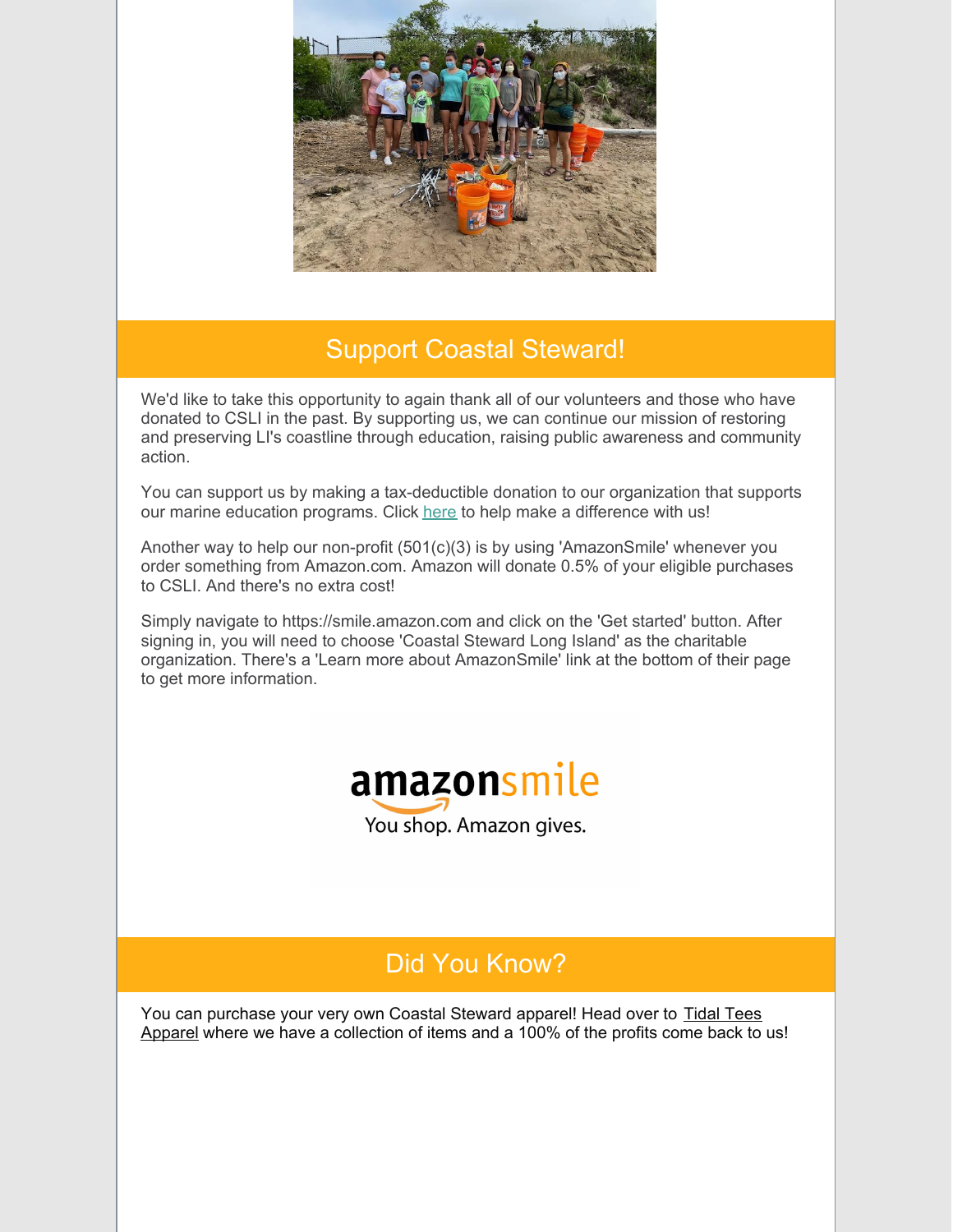## Support Coastal Steward!

We'd like to take this opportunity to again thank all of our volunteers and those who have donated to CSLI in the past. By supporting us, we can continue our mission of restoring and preserving LI's coastline through education, raising public awareness and community action.

You can support us by making a tax-deductible donation to our organization that supports our marine education programs. Click here to help make a difference with us!

Another way to help our non-profit (501(c)(3) is by using 'AmazonSmile' whenever you order something from Amazon.com. Amazon will donate 0.5% of your eligible purchases to CSLI. And there's no extra cost!

Simply navigate to https://smile.amazon.com and click on the 'Get started' button. After signing in, you will need to choose 'Coastal Steward Long Island' as the charitable organization. There's a 'Learn more about AmazonSmile' link at the bottom of their page to get more information.

## Did You Know?

You can purchase your very own Coastal Steward apparel! Head over to Tidal Tees Apparel where we have a collection of items and a 100% of the profits come back to us!